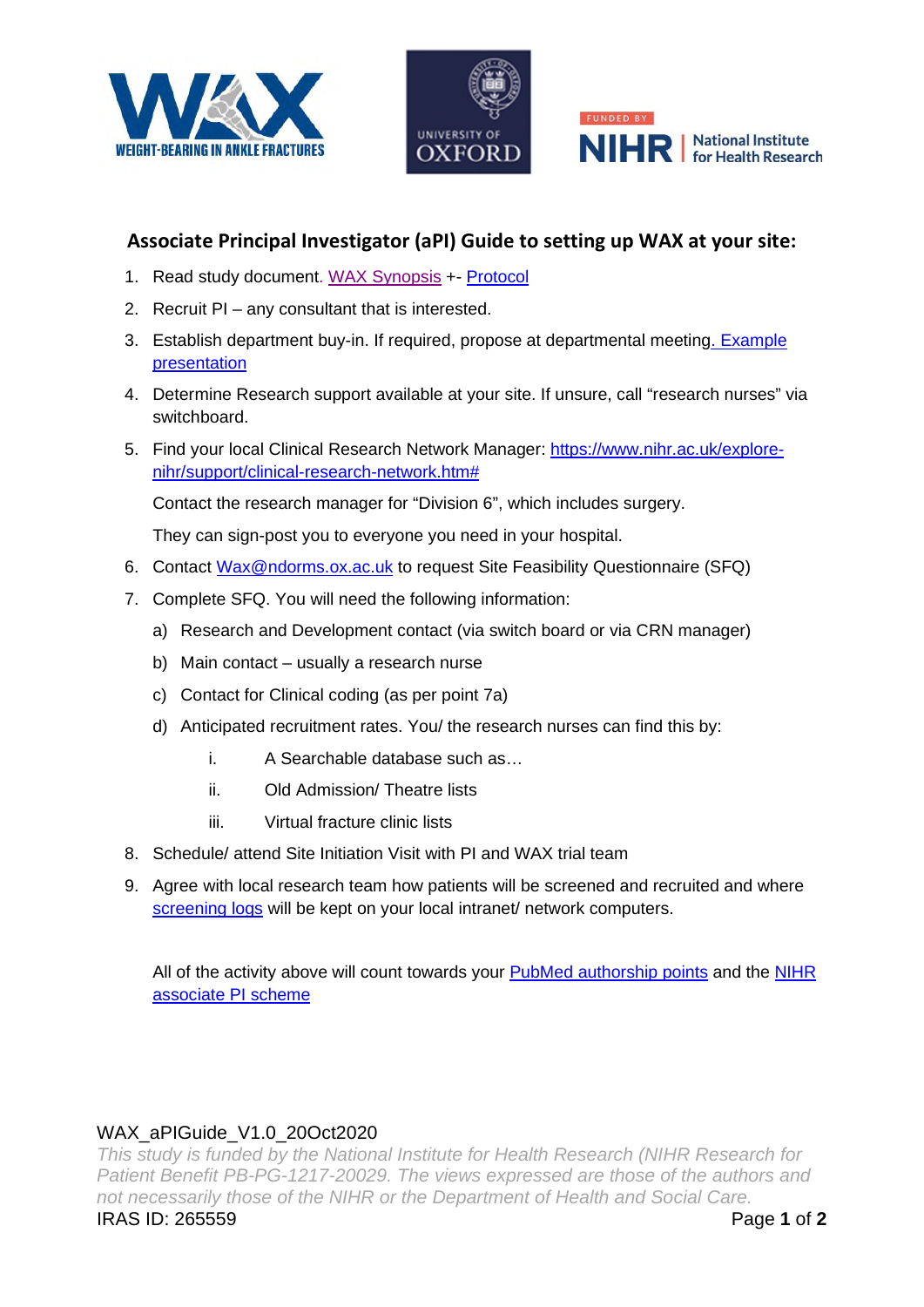## Associate Principal Investigator (aPI) Guide to setting up WAX at your site:

1. Read study document. WAX Synopsis +- Protocol
2. Recruit PI – any consultant that is interested.
3. Establish department buy-in. If required, propose at departmental meeting. Example presentation
4. Determine Research support available at your site. If unsure, call "research nurses" via switchboard.
5. Find your local Clinical Research Network Manager: https://www.nihr.ac.uk/explore-nihr/support/clinical-research-network.htm#

   Contact the research manager for "Division 6", which includes surgery.

   They can sign-post you to everyone you need in your hospital.
6. Contact Wax@ndorms.ox.ac.uk to request Site Feasibility Questionnaire (SFQ)
7. Complete SFQ. You will need the following information:
   a) Research and Development contact (via switch board or via CRN manager)
   b) Main contact – usually a research nurse
   c) Contact for Clinical coding (as per point 7a)
   d) Anticipated recruitment rates. You/ the research nurses can find this by:
      i. A Searchable database such as…
      ii. Old Admission/ Theatre lists
      iii. Virtual fracture clinic lists
8. Schedule/ attend Site Initiation Visit with PI and WAX trial team
9. Agree with local research team how patients will be screened and recruited and where screening logs will be kept on your local intranet/ network computers.

   All of the activity above will count towards your PubMed authorship points and the NIHR associate PI scheme

WAX_aPIGuide_V1.0_20Oct2020

*This study is funded by the National Institute for Health Research (NIHR Research for Patient Benefit PB-PG-1217-20029. The views expressed are those of the authors and not necessarily those of the NIHR or the Department of Health and Social Care.*

IRAS ID: 265559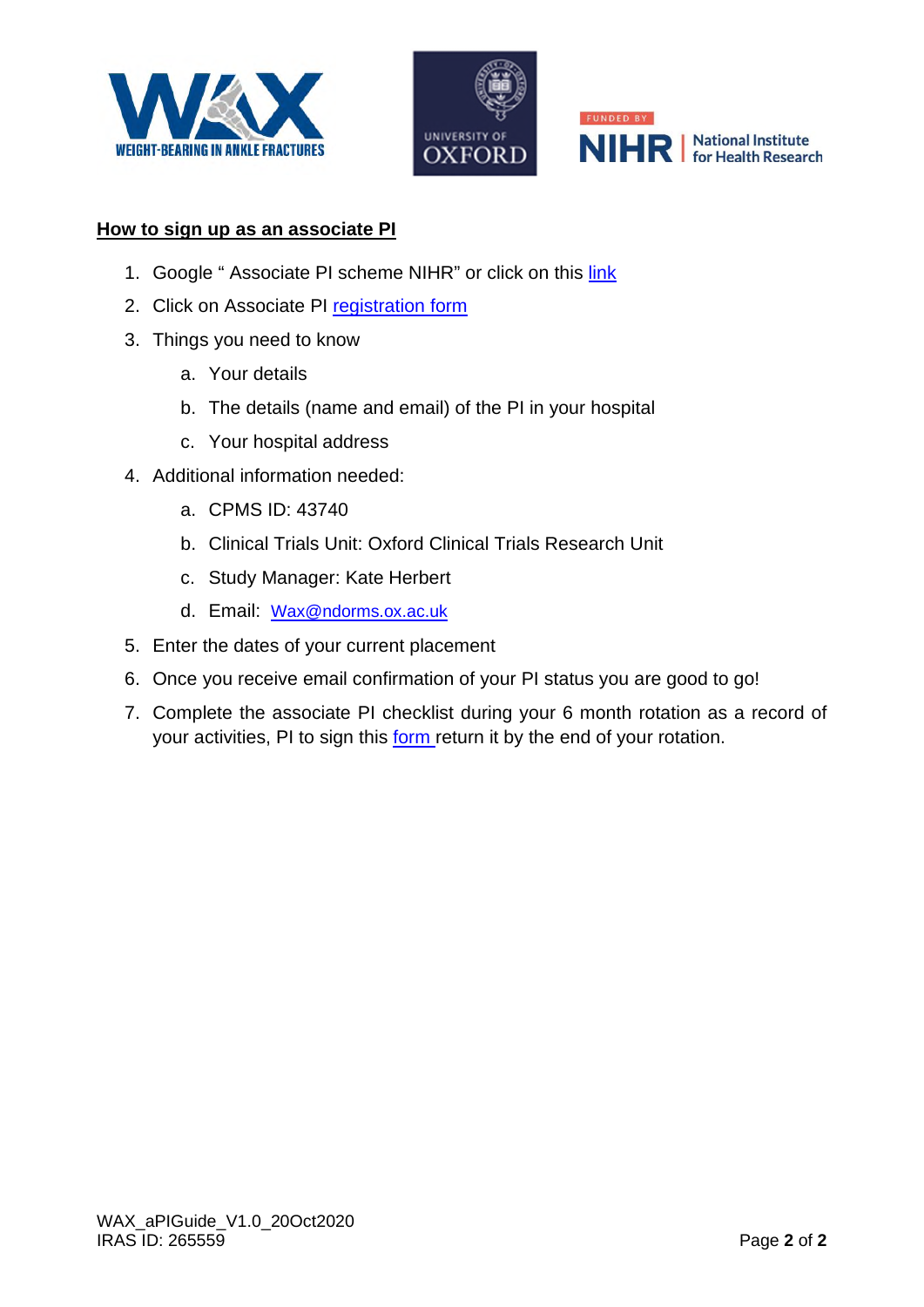**How to sign up as an associate PI**

1. Google " Associate PI scheme NIHR" or click on this link
2. Click on Associate PI registration form
3. Things you need to know
   a. Your details
   b. The details (name and email) of the PI in your hospital
   c. Your hospital address
4. Additional information needed:
   a. CPMS ID: 43740
   b. Clinical Trials Unit: Oxford Clinical Trials Research Unit
   c. Study Manager: Kate Herbert
   d. Email: Wax@ndorms.ox.ac.uk
5. Enter the dates of your current placement
6. Once you receive email confirmation of your PI status you are good to go!
7. Complete the associate PI checklist during your 6 month rotation as a record of your activities, PI to sign this form return it by the end of your rotation.

WAX_aPIGuide_V1.0_20Oct2020
IRAS ID: 265559